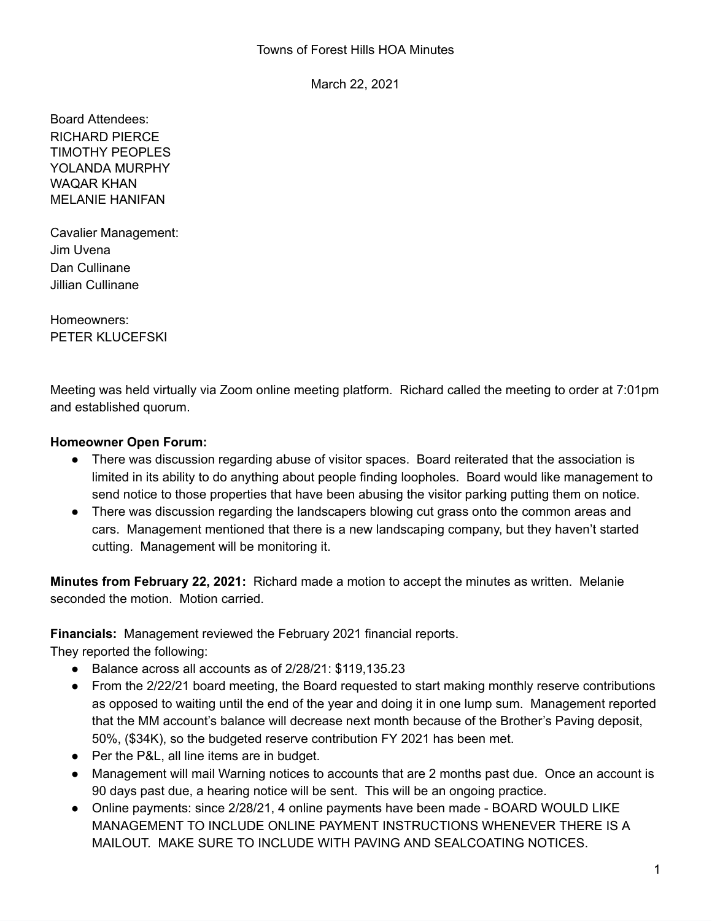Towns of Forest Hills HOA Minutes

March 22, 2021

Board Attendees:
RICHARD PIERCE
TIMOTHY PEOPLES
YOLANDA MURPHY
WAQAR KHAN
MELANIE HANIFAN

Cavalier Management:
Jim Uvena
Dan Cullinane
Jillian Cullinane

Homeowners:
PETER KLUCEFSKI

Meeting was held virtually via Zoom online meeting platform. Richard called the meeting to order at 7:01pm and established quorum.

**Homeowner Open Forum:**

- There was discussion regarding abuse of visitor spaces. Board reiterated that the association is limited in its ability to do anything about people finding loopholes. Board would like management to send notice to those properties that have been abusing the visitor parking putting them on notice.
- There was discussion regarding the landscapers blowing cut grass onto the common areas and cars. Management mentioned that there is a new landscaping company, but they haven't started cutting. Management will be monitoring it.

**Minutes from February 22, 2021:** Richard made a motion to accept the minutes as written. Melanie seconded the motion. Motion carried.

**Financials:** Management reviewed the February 2021 financial reports.
They reported the following:

- Balance across all accounts as of 2/28/21: $119,135.23
- From the 2/22/21 board meeting, the Board requested to start making monthly reserve contributions as opposed to waiting until the end of the year and doing it in one lump sum. Management reported that the MM account's balance will decrease next month because of the Brother's Paving deposit, 50%, ($34K), so the budgeted reserve contribution FY 2021 has been met.
- Per the P&L, all line items are in budget.
- Management will mail Warning notices to accounts that are 2 months past due. Once an account is 90 days past due, a hearing notice will be sent. This will be an ongoing practice.
- Online payments: since 2/28/21, 4 online payments have been made - BOARD WOULD LIKE MANAGEMENT TO INCLUDE ONLINE PAYMENT INSTRUCTIONS WHENEVER THERE IS A MAILOUT. MAKE SURE TO INCLUDE WITH PAVING AND SEALCOATING NOTICES.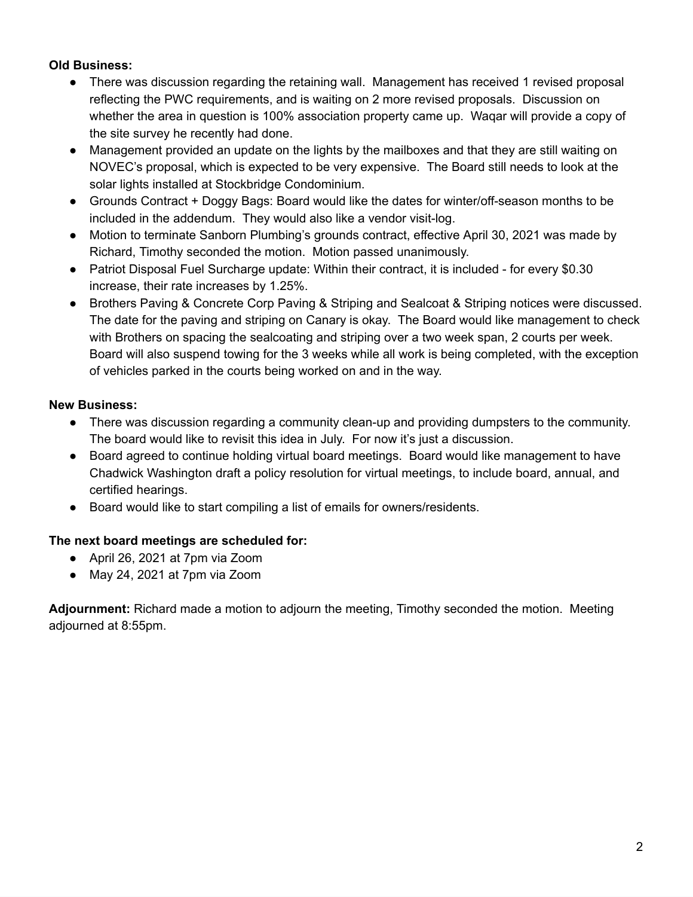**Old Business:**

- There was discussion regarding the retaining wall. Management has received 1 revised proposal reflecting the PWC requirements, and is waiting on 2 more revised proposals. Discussion on whether the area in question is 100% association property came up. Waqar will provide a copy of the site survey he recently had done.
- Management provided an update on the lights by the mailboxes and that they are still waiting on NOVEC's proposal, which is expected to be very expensive. The Board still needs to look at the solar lights installed at Stockbridge Condominium.
- Grounds Contract + Doggy Bags: Board would like the dates for winter/off-season months to be included in the addendum. They would also like a vendor visit-log.
- Motion to terminate Sanborn Plumbing's grounds contract, effective April 30, 2021 was made by Richard, Timothy seconded the motion. Motion passed unanimously.
- Patriot Disposal Fuel Surcharge update: Within their contract, it is included - for every $0.30 increase, their rate increases by 1.25%.
- Brothers Paving & Concrete Corp Paving & Striping and Sealcoat & Striping notices were discussed. The date for the paving and striping on Canary is okay. The Board would like management to check with Brothers on spacing the sealcoating and striping over a two week span, 2 courts per week. Board will also suspend towing for the 3 weeks while all work is being completed, with the exception of vehicles parked in the courts being worked on and in the way.

**New Business:**

- There was discussion regarding a community clean-up and providing dumpsters to the community. The board would like to revisit this idea in July. For now it's just a discussion.
- Board agreed to continue holding virtual board meetings. Board would like management to have Chadwick Washington draft a policy resolution for virtual meetings, to include board, annual, and certified hearings.
- Board would like to start compiling a list of emails for owners/residents.

**The next board meetings are scheduled for:**

- April 26, 2021 at 7pm via Zoom
- May 24, 2021 at 7pm via Zoom

**Adjournment:** Richard made a motion to adjourn the meeting, Timothy seconded the motion. Meeting adjourned at 8:55pm.